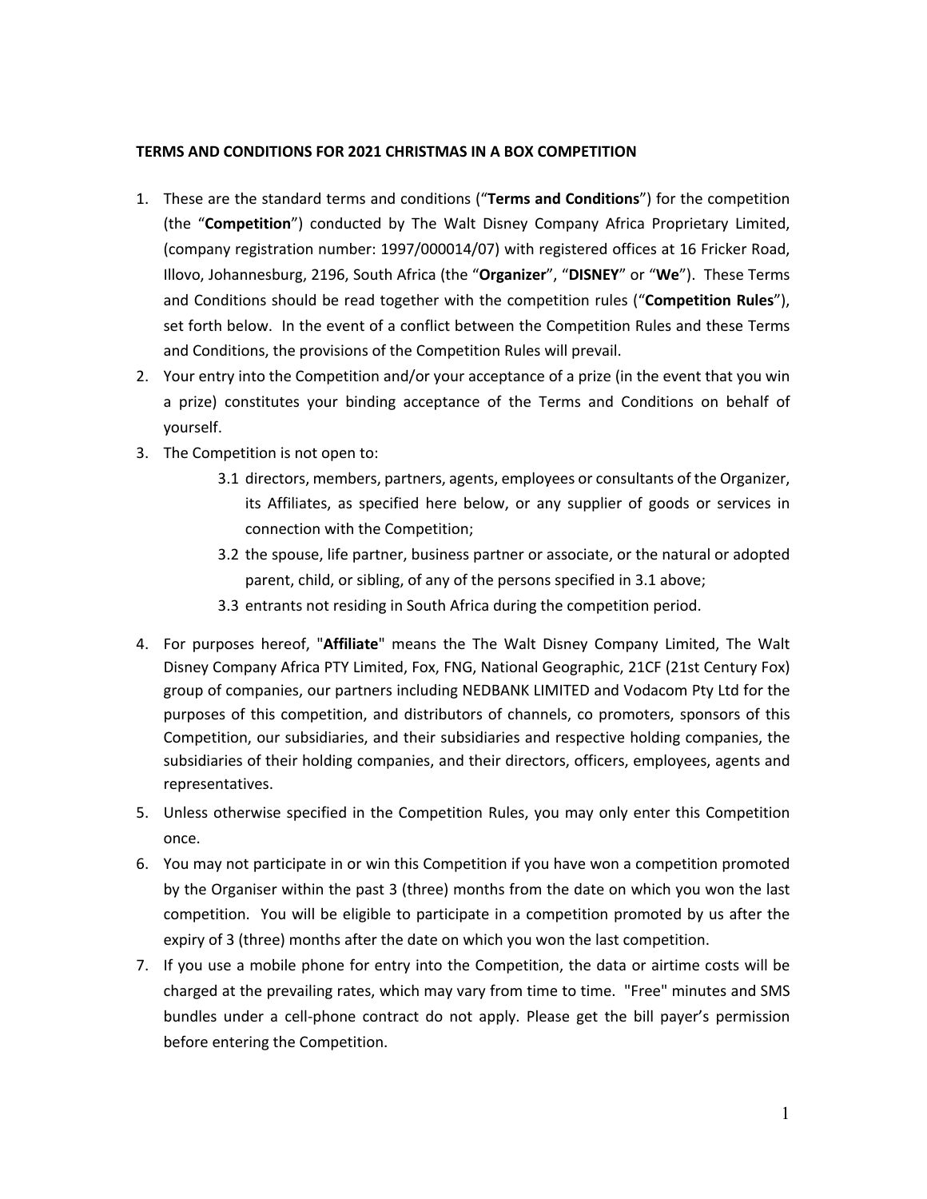**TERMS AND CONDITIONS FOR 2021 CHRISTMAS IN A BOX COMPETITION**

1. These are the standard terms and conditions ("**Terms and Conditions**") for the competition (the "**Competition**") conducted by The Walt Disney Company Africa Proprietary Limited, (company registration number: 1997/000014/07) with registered offices at 16 Fricker Road, Illovo, Johannesburg, 2196, South Africa (the "**Organizer**", "**DISNEY**" or "**We**"). These Terms and Conditions should be read together with the competition rules ("**Competition Rules**"), set forth below. In the event of a conflict between the Competition Rules and these Terms and Conditions, the provisions of the Competition Rules will prevail.
2. Your entry into the Competition and/or your acceptance of a prize (in the event that you win a prize) constitutes your binding acceptance of the Terms and Conditions on behalf of yourself.
3. The Competition is not open to:
   - 3.1 directors, members, partners, agents, employees or consultants of the Organizer, its Affiliates, as specified here below, or any supplier of goods or services in connection with the Competition;
   - 3.2 the spouse, life partner, business partner or associate, or the natural or adopted parent, child, or sibling, of any of the persons specified in 3.1 above;
   - 3.3 entrants not residing in South Africa during the competition period.
4. For purposes hereof, "**Affiliate**" means the The Walt Disney Company Limited, The Walt Disney Company Africa PTY Limited, Fox, FNG, National Geographic, 21CF (21st Century Fox) group of companies, our partners including NEDBANK LIMITED and Vodacom Pty Ltd for the purposes of this competition, and distributors of channels, co promoters, sponsors of this Competition, our subsidiaries, and their subsidiaries and respective holding companies, the subsidiaries of their holding companies, and their directors, officers, employees, agents and representatives.
5. Unless otherwise specified in the Competition Rules, you may only enter this Competition once.
6. You may not participate in or win this Competition if you have won a competition promoted by the Organiser within the past 3 (three) months from the date on which you won the last competition. You will be eligible to participate in a competition promoted by us after the expiry of 3 (three) months after the date on which you won the last competition.
7. If you use a mobile phone for entry into the Competition, the data or airtime costs will be charged at the prevailing rates, which may vary from time to time. "Free" minutes and SMS bundles under a cell-phone contract do not apply. Please get the bill payer's permission before entering the Competition.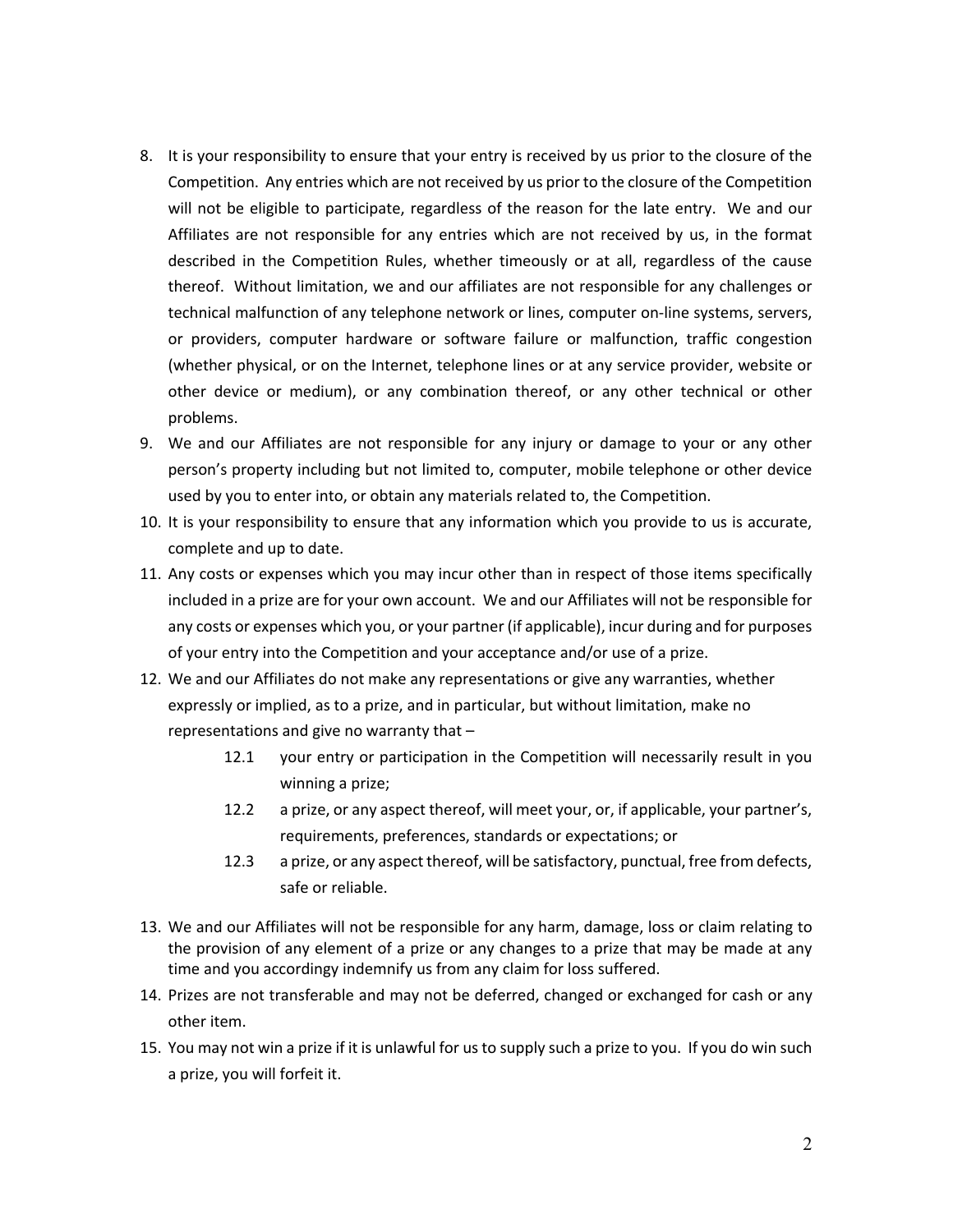8. It is your responsibility to ensure that your entry is received by us prior to the closure of the Competition. Any entries which are not received by us prior to the closure of the Competition will not be eligible to participate, regardless of the reason for the late entry. We and our Affiliates are not responsible for any entries which are not received by us, in the format described in the Competition Rules, whether timeously or at all, regardless of the cause thereof. Without limitation, we and our affiliates are not responsible for any challenges or technical malfunction of any telephone network or lines, computer on-line systems, servers, or providers, computer hardware or software failure or malfunction, traffic congestion (whether physical, or on the Internet, telephone lines or at any service provider, website or other device or medium), or any combination thereof, or any other technical or other problems.
9. We and our Affiliates are not responsible for any injury or damage to your or any other person's property including but not limited to, computer, mobile telephone or other device used by you to enter into, or obtain any materials related to, the Competition.
10. It is your responsibility to ensure that any information which you provide to us is accurate, complete and up to date.
11. Any costs or expenses which you may incur other than in respect of those items specifically included in a prize are for your own account. We and our Affiliates will not be responsible for any costs or expenses which you, or your partner (if applicable), incur during and for purposes of your entry into the Competition and your acceptance and/or use of a prize.
12. We and our Affiliates do not make any representations or give any warranties, whether expressly or implied, as to a prize, and in particular, but without limitation, make no representations and give no warranty that –
    - 12.1 your entry or participation in the Competition will necessarily result in you winning a prize;
    - 12.2 a prize, or any aspect thereof, will meet your, or, if applicable, your partner's, requirements, preferences, standards or expectations; or
    - 12.3 a prize, or any aspect thereof, will be satisfactory, punctual, free from defects, safe or reliable.
13. We and our Affiliates will not be responsible for any harm, damage, loss or claim relating to the provision of any element of a prize or any changes to a prize that may be made at any time and you accordingy indemnify us from any claim for loss suffered.
14. Prizes are not transferable and may not be deferred, changed or exchanged for cash or any other item.
15. You may not win a prize if it is unlawful for us to supply such a prize to you. If you do win such a prize, you will forfeit it.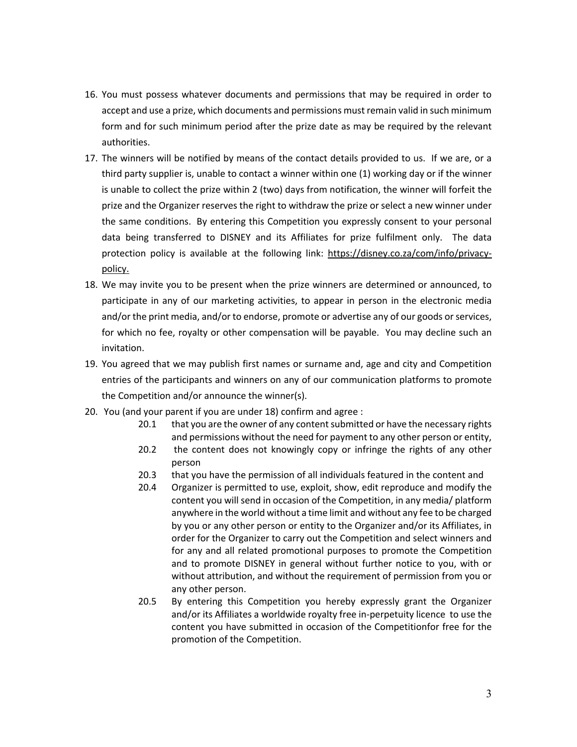16. You must possess whatever documents and permissions that may be required in order to accept and use a prize, which documents and permissions must remain valid in such minimum form and for such minimum period after the prize date as may be required by the relevant authorities.
17. The winners will be notified by means of the contact details provided to us. If we are, or a third party supplier is, unable to contact a winner within one (1) working day or if the winner is unable to collect the prize within 2 (two) days from notification, the winner will forfeit the prize and the Organizer reserves the right to withdraw the prize or select a new winner under the same conditions. By entering this Competition you expressly consent to your personal data being transferred to DISNEY and its Affiliates for prize fulfilment only. The data protection policy is available at the following link: https://disney.co.za/com/info/privacy-policy.
18. We may invite you to be present when the prize winners are determined or announced, to participate in any of our marketing activities, to appear in person in the electronic media and/or the print media, and/or to endorse, promote or advertise any of our goods or services, for which no fee, royalty or other compensation will be payable. You may decline such an invitation.
19. You agreed that we may publish first names or surname and, age and city and Competition entries of the participants and winners on any of our communication platforms to promote the Competition and/or announce the winner(s).
20. You (and your parent if you are under 18) confirm and agree :
    - 20.1 that you are the owner of any content submitted or have the necessary rights and permissions without the need for payment to any other person or entity,
    - 20.2 the content does not knowingly copy or infringe the rights of any other person
    - 20.3 that you have the permission of all individuals featured in the content and
    - 20.4 Organizer is permitted to use, exploit, show, edit reproduce and modify the content you will send in occasion of the Competition, in any media/ platform anywhere in the world without a time limit and without any fee to be charged by you or any other person or entity to the Organizer and/or its Affiliates, in order for the Organizer to carry out the Competition and select winners and for any and all related promotional purposes to promote the Competition and to promote DISNEY in general without further notice to you, with or without attribution, and without the requirement of permission from you or any other person.
    - 20.5 By entering this Competition you hereby expressly grant the Organizer and/or its Affiliates a worldwide royalty free in-perpetuity licence to use the content you have submitted in occasion of the Competitionfor free for the promotion of the Competition.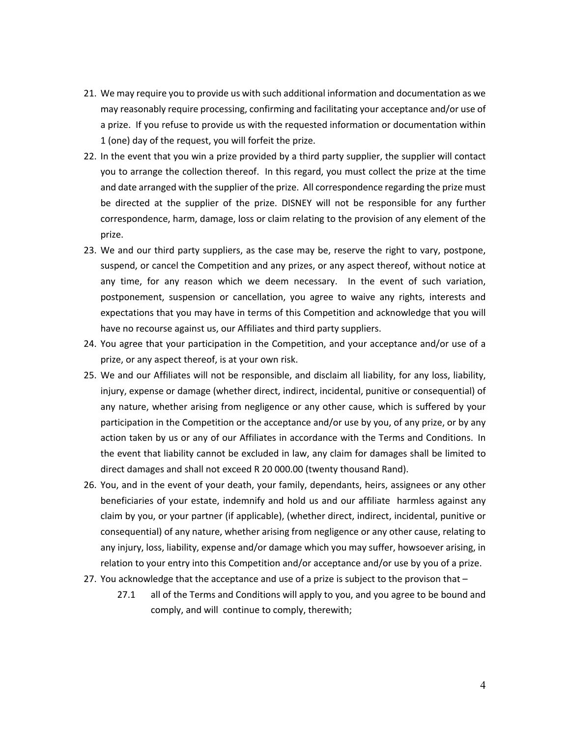21. We may require you to provide us with such additional information and documentation as we may reasonably require processing, confirming and facilitating your acceptance and/or use of a prize. If you refuse to provide us with the requested information or documentation within 1 (one) day of the request, you will forfeit the prize.
22. In the event that you win a prize provided by a third party supplier, the supplier will contact you to arrange the collection thereof. In this regard, you must collect the prize at the time and date arranged with the supplier of the prize. All correspondence regarding the prize must be directed at the supplier of the prize. DISNEY will not be responsible for any further correspondence, harm, damage, loss or claim relating to the provision of any element of the prize.
23. We and our third party suppliers, as the case may be, reserve the right to vary, postpone, suspend, or cancel the Competition and any prizes, or any aspect thereof, without notice at any time, for any reason which we deem necessary. In the event of such variation, postponement, suspension or cancellation, you agree to waive any rights, interests and expectations that you may have in terms of this Competition and acknowledge that you will have no recourse against us, our Affiliates and third party suppliers.
24. You agree that your participation in the Competition, and your acceptance and/or use of a prize, or any aspect thereof, is at your own risk.
25. We and our Affiliates will not be responsible, and disclaim all liability, for any loss, liability, injury, expense or damage (whether direct, indirect, incidental, punitive or consequential) of any nature, whether arising from negligence or any other cause, which is suffered by your participation in the Competition or the acceptance and/or use by you, of any prize, or by any action taken by us or any of our Affiliates in accordance with the Terms and Conditions. In the event that liability cannot be excluded in law, any claim for damages shall be limited to direct damages and shall not exceed R 20 000.00 (twenty thousand Rand).
26. You, and in the event of your death, your family, dependants, heirs, assignees or any other beneficiaries of your estate, indemnify and hold us and our affiliate harmless against any claim by you, or your partner (if applicable), (whether direct, indirect, incidental, punitive or consequential) of any nature, whether arising from negligence or any other cause, relating to any injury, loss, liability, expense and/or damage which you may suffer, howsoever arising, in relation to your entry into this Competition and/or acceptance and/or use by you of a prize.
27. You acknowledge that the acceptance and use of a prize is subject to the provison that –
    - 27.1 all of the Terms and Conditions will apply to you, and you agree to be bound and comply, and will continue to comply, therewith;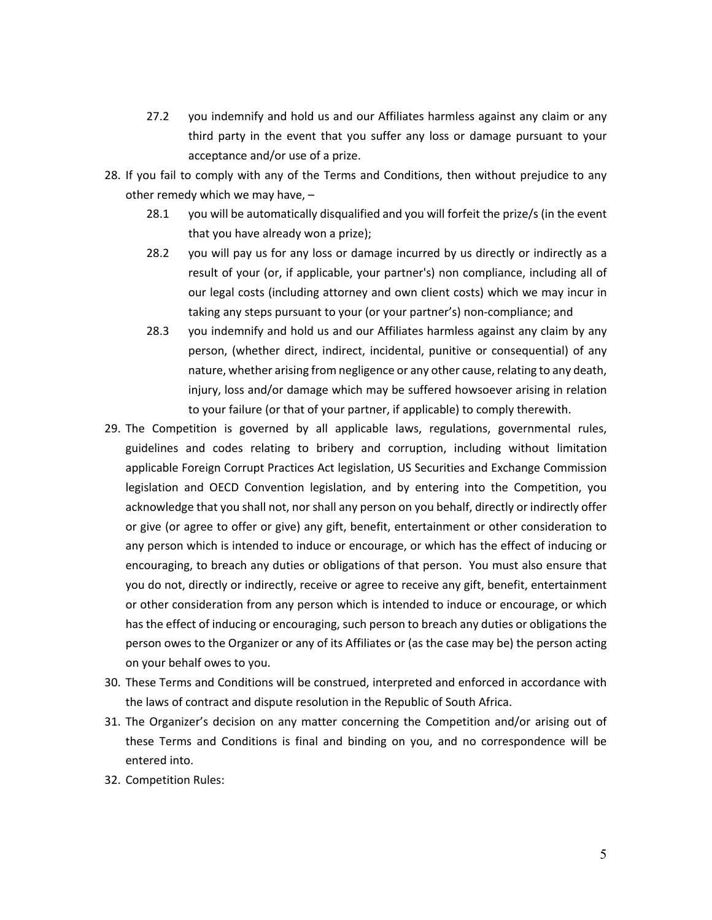27.2 you indemnify and hold us and our Affiliates harmless against any claim or any third party in the event that you suffer any loss or damage pursuant to your acceptance and/or use of a prize.

28. If you fail to comply with any of the Terms and Conditions, then without prejudice to any other remedy which we may have, –

    28.1 you will be automatically disqualified and you will forfeit the prize/s (in the event that you have already won a prize);

    28.2 you will pay us for any loss or damage incurred by us directly or indirectly as a result of your (or, if applicable, your partner's) non compliance, including all of our legal costs (including attorney and own client costs) which we may incur in taking any steps pursuant to your (or your partner's) non-compliance; and

    28.3 you indemnify and hold us and our Affiliates harmless against any claim by any person, (whether direct, indirect, incidental, punitive or consequential) of any nature, whether arising from negligence or any other cause, relating to any death, injury, loss and/or damage which may be suffered howsoever arising in relation to your failure (or that of your partner, if applicable) to comply therewith.

29. The Competition is governed by all applicable laws, regulations, governmental rules, guidelines and codes relating to bribery and corruption, including without limitation applicable Foreign Corrupt Practices Act legislation, US Securities and Exchange Commission legislation and OECD Convention legislation, and by entering into the Competition, you acknowledge that you shall not, nor shall any person on you behalf, directly or indirectly offer or give (or agree to offer or give) any gift, benefit, entertainment or other consideration to any person which is intended to induce or encourage, or which has the effect of inducing or encouraging, to breach any duties or obligations of that person. You must also ensure that you do not, directly or indirectly, receive or agree to receive any gift, benefit, entertainment or other consideration from any person which is intended to induce or encourage, or which has the effect of inducing or encouraging, such person to breach any duties or obligations the person owes to the Organizer or any of its Affiliates or (as the case may be) the person acting on your behalf owes to you.

30. These Terms and Conditions will be construed, interpreted and enforced in accordance with the laws of contract and dispute resolution in the Republic of South Africa.

31. The Organizer's decision on any matter concerning the Competition and/or arising out of these Terms and Conditions is final and binding on you, and no correspondence will be entered into.

32. Competition Rules: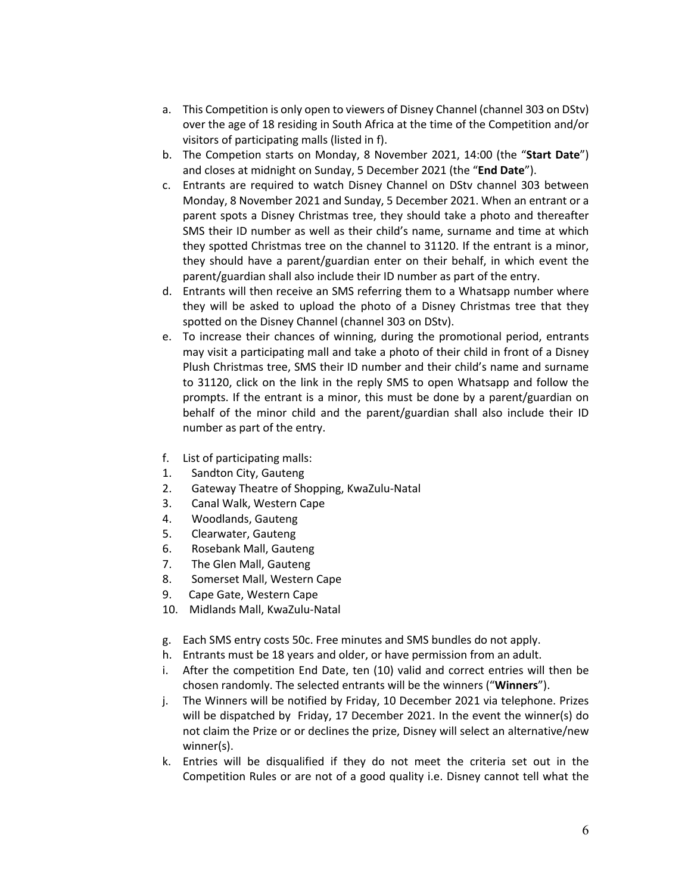a. This Competition is only open to viewers of Disney Channel (channel 303 on DStv) over the age of 18 residing in South Africa at the time of the Competition and/or visitors of participating malls (listed in f).

b. The Competion starts on Monday, 8 November 2021, 14:00 (the "**Start Date**") and closes at midnight on Sunday, 5 December 2021 (the "**End Date**").

c. Entrants are required to watch Disney Channel on DStv channel 303 between Monday, 8 November 2021 and Sunday, 5 December 2021. When an entrant or a parent spots a Disney Christmas tree, they should take a photo and thereafter SMS their ID number as well as their child's name, surname and time at which they spotted Christmas tree on the channel to 31120. If the entrant is a minor, they should have a parent/guardian enter on their behalf, in which event the parent/guardian shall also include their ID number as part of the entry.

d. Entrants will then receive an SMS referring them to a Whatsapp number where they will be asked to upload the photo of a Disney Christmas tree that they spotted on the Disney Channel (channel 303 on DStv).

e. To increase their chances of winning, during the promotional period, entrants may visit a participating mall and take a photo of their child in front of a Disney Plush Christmas tree, SMS their ID number and their child's name and surname to 31120, click on the link in the reply SMS to open Whatsapp and follow the prompts. If the entrant is a minor, this must be done by a parent/guardian on behalf of the minor child and the parent/guardian shall also include their ID number as part of the entry.

f. List of participating malls:

1. Sandton City, Gauteng
2. Gateway Theatre of Shopping, KwaZulu-Natal
3. Canal Walk, Western Cape
4. Woodlands, Gauteng
5. Clearwater, Gauteng
6. Rosebank Mall, Gauteng
7. The Glen Mall, Gauteng
8. Somerset Mall, Western Cape
9. Cape Gate, Western Cape
10. Midlands Mall, KwaZulu-Natal

g. Each SMS entry costs 50c. Free minutes and SMS bundles do not apply.

h. Entrants must be 18 years and older, or have permission from an adult.

i. After the competition End Date, ten (10) valid and correct entries will then be chosen randomly. The selected entrants will be the winners ("**Winners**").

j. The Winners will be notified by Friday, 10 December 2021 via telephone. Prizes will be dispatched by Friday, 17 December 2021. In the event the winner(s) do not claim the Prize or or declines the prize, Disney will select an alternative/new winner(s).

k. Entries will be disqualified if they do not meet the criteria set out in the Competition Rules or are not of a good quality i.e. Disney cannot tell what the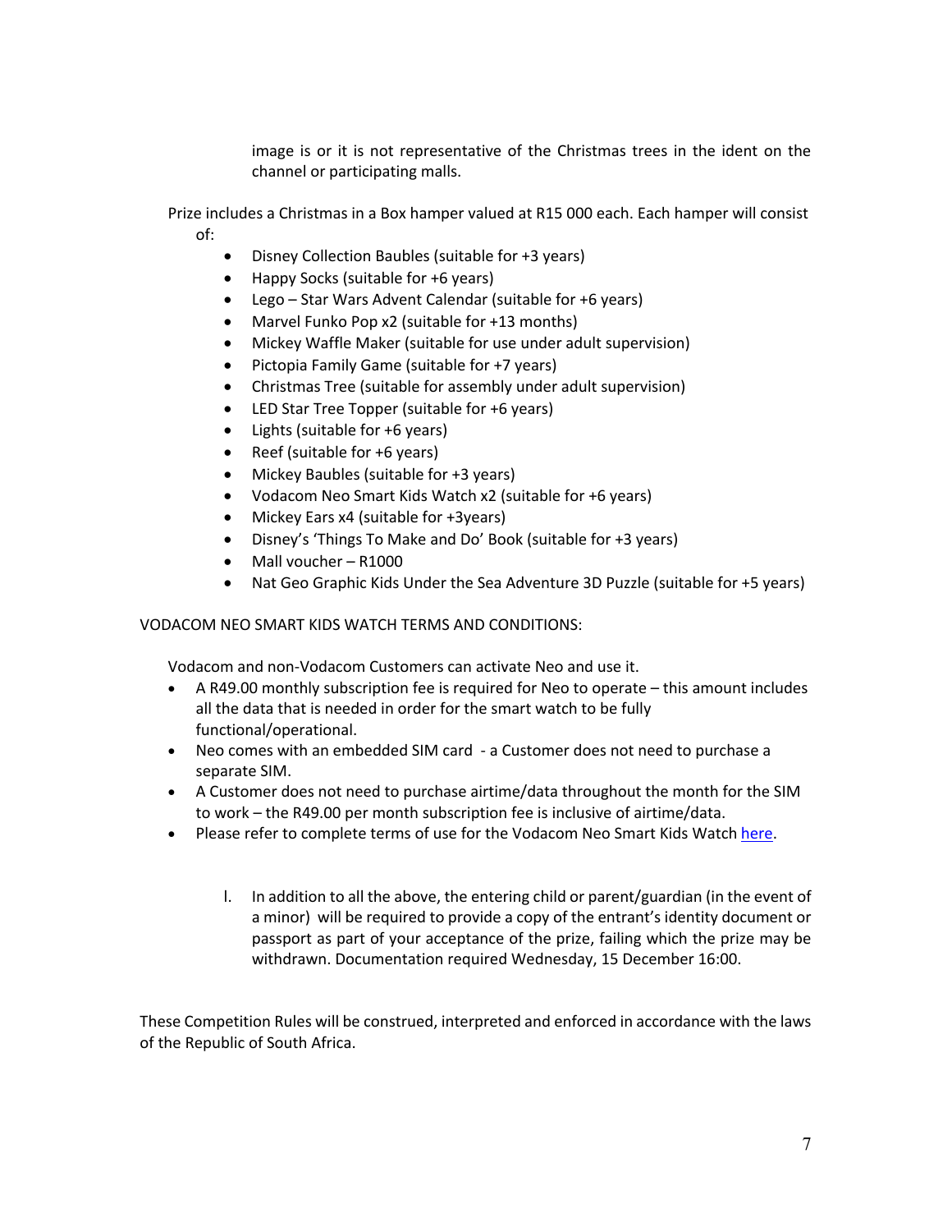image is or it is not representative of the Christmas trees in the ident on the channel or participating malls.

Prize includes a Christmas in a Box hamper valued at R15 000 each. Each hamper will consist of:

- Disney Collection Baubles (suitable for +3 years)
- Happy Socks (suitable for +6 years)
- Lego – Star Wars Advent Calendar (suitable for +6 years)
- Marvel Funko Pop x2 (suitable for +13 months)
- Mickey Waffle Maker (suitable for use under adult supervision)
- Pictopia Family Game (suitable for +7 years)
- Christmas Tree (suitable for assembly under adult supervision)
- LED Star Tree Topper (suitable for +6 years)
- Lights (suitable for +6 years)
- Reef (suitable for +6 years)
- Mickey Baubles (suitable for +3 years)
- Vodacom Neo Smart Kids Watch x2 (suitable for +6 years)
- Mickey Ears x4 (suitable for +3years)
- Disney's 'Things To Make and Do' Book (suitable for +3 years)
- Mall voucher – R1000
- Nat Geo Graphic Kids Under the Sea Adventure 3D Puzzle (suitable for +5 years)

VODACOM NEO SMART KIDS WATCH TERMS AND CONDITIONS:

Vodacom and non-Vodacom Customers can activate Neo and use it.

- A R49.00 monthly subscription fee is required for Neo to operate – this amount includes all the data that is needed in order for the smart watch to be fully functional/operational.
- Neo comes with an embedded SIM card - a Customer does not need to purchase a separate SIM.
- A Customer does not need to purchase airtime/data throughout the month for the SIM to work – the R49.00 per month subscription fee is inclusive of airtime/data.
- Please refer to complete terms of use for the Vodacom Neo Smart Kids Watch here.

l. In addition to all the above, the entering child or parent/guardian (in the event of a minor) will be required to provide a copy of the entrant's identity document or passport as part of your acceptance of the prize, failing which the prize may be withdrawn. Documentation required Wednesday, 15 December 16:00.

These Competition Rules will be construed, interpreted and enforced in accordance with the laws of the Republic of South Africa.